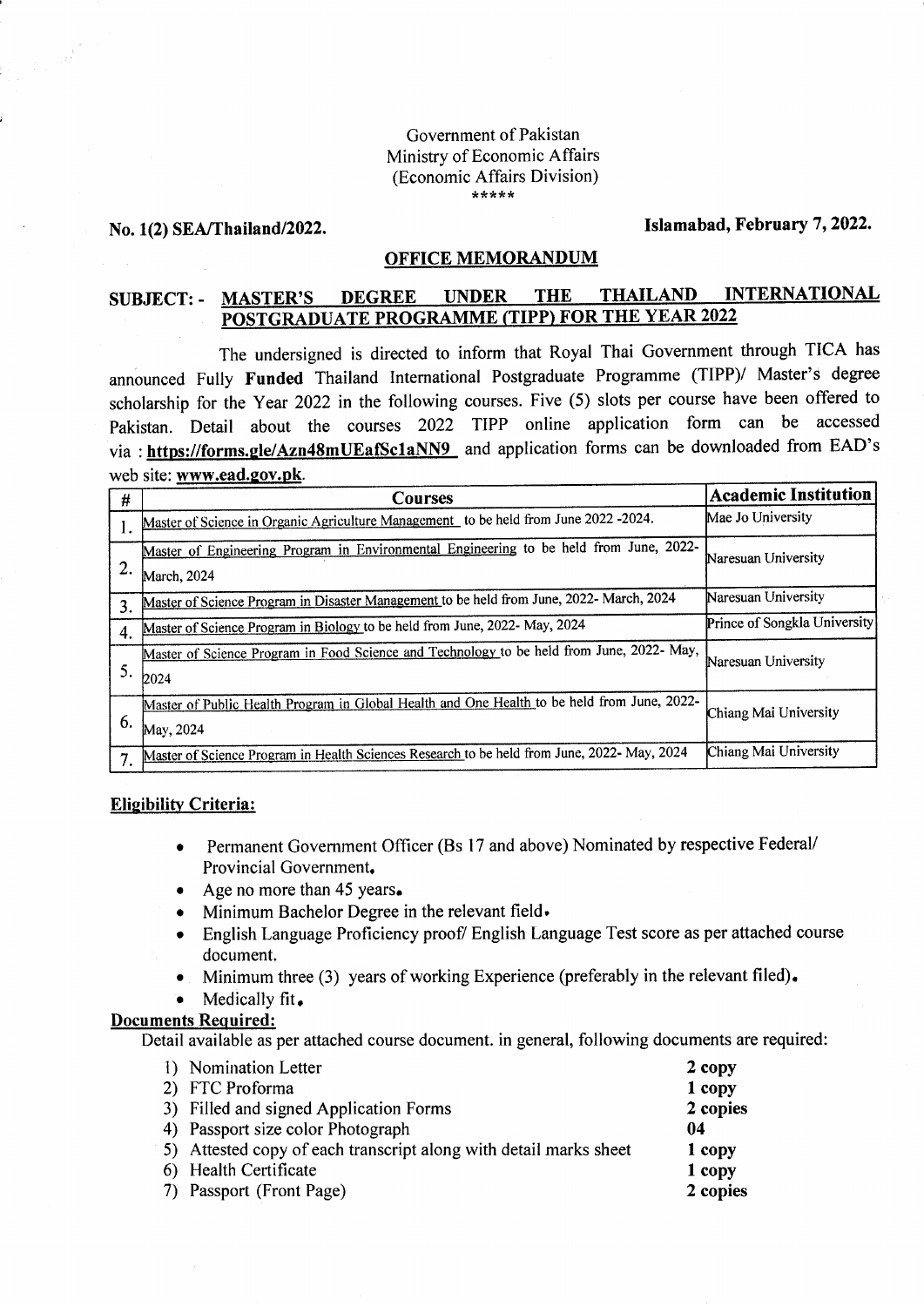Government of Pakistan
Ministry of Economic Affairs
(Economic Affairs Division)
\*\*\*\*\*

**No. 1(2) SEA/Thailand/2022.** **Islamabad, February 7, 2022.**

## OFFICE MEMORANDUM

**SUBJECT: - MASTER'S DEGREE UNDER THE THAILAND INTERNATIONAL POSTGRADUATE PROGRAMME (TIPP) FOR THE YEAR 2022**

The undersigned is directed to inform that Royal Thai Government through TICA has announced Fully **Funded** Thailand International Postgraduate Programme (TIPP)/ Master's degree scholarship for the Year 2022 in the following courses. Five (5) slots per course have been offered to Pakistan. Detail about the courses 2022 TIPP online application form can be accessed via : **https://forms.gle/Azn48mUEafSclaNN9** and application forms can be downloaded from EAD's web site: **www.ead.gov.pk**.

| # | Courses | Academic Institution |
|---|---|---|
| 1. | Master of Science in Organic Agriculture Management to be held from June 2022 -2024. | Mae Jo University |
| 2. | Master of Engineering Program in Environmental Engineering to be held from June, 2022- March, 2024 | Naresuan University |
| 3. | Master of Science Program in Disaster Management to be held from June, 2022- March, 2024 | Naresuan University |
| 4. | Master of Science Program in Biology to be held from June, 2022- May, 2024 | Prince of Songkla University |
| 5. | Master of Science Program in Food Science and Technology to be held from June, 2022- May, 2024 | Naresuan University |
| 6. | Master of Public Health Program in Global Health and One Health to be held from June, 2022- May, 2024 | Chiang Mai University |
| 7. | Master of Science Program in Health Sciences Research to be held from June, 2022- May, 2024 | Chiang Mai University |

**Eligibility Criteria:**

- Permanent Government Officer (Bs 17 and above) Nominated by respective Federal/ Provincial Government.
- Age no more than 45 years.
- Minimum Bachelor Degree in the relevant field.
- English Language Proficiency proof/ English Language Test score as per attached course document.
- Minimum three (3) years of working Experience (preferably in the relevant filed).
- Medically fit.

**Documents Required:**

Detail available as per attached course document. in general, following documents are required:

| | Document | Copies |
|---|---|---|
| 1) | Nomination Letter | **2 copy** |
| 2) | FTC Proforma | **1 copy** |
| 3) | Filled and signed Application Forms | **2 copies** |
| 4) | Passport size color Photograph | **04** |
| 5) | Attested copy of each transcript along with detail marks sheet | **1 copy** |
| 6) | Health Certificate | **1 copy** |
| 7) | Passport (Front Page) | **2 copies** |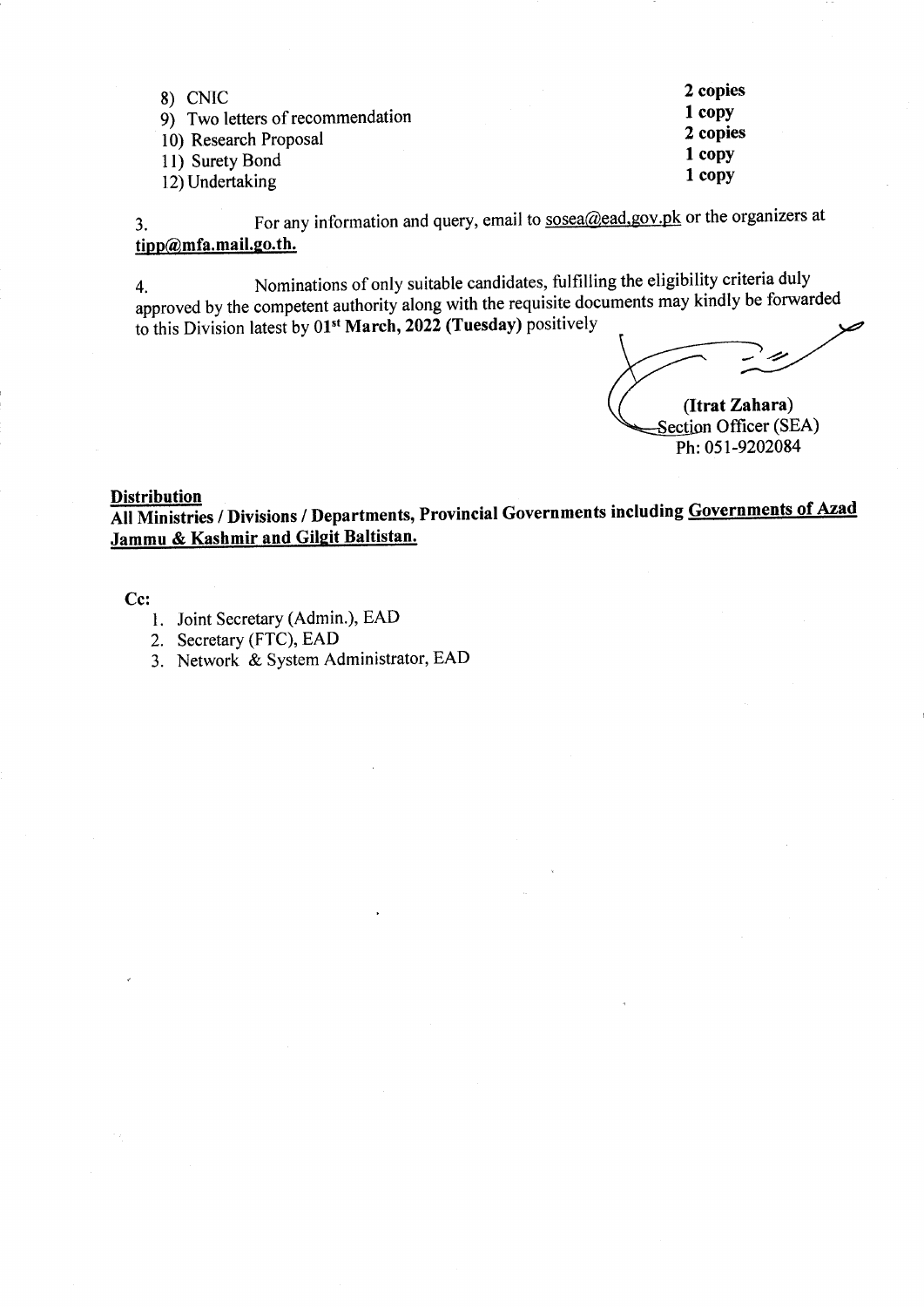| | |
|---|---|
| 8) CNIC | **2 copies** |
| 9) Two letters of recommendation | **1 copy** |
| 10) Research Proposal | **2 copies** |
| 11) Surety Bond | **1 copy** |
| 12) Undertaking | **1 copy** |

3. For any information and query, email to sosea@ead.gov.pk or the organizers at **tipp@mfa.mail.go.th.**

4. Nominations of only suitable candidates, fulfilling the eligibility criteria duly approved by the competent authority along with the requisite documents may kindly be forwarded to this Division latest by **01st March, 2022 (Tuesday)** positively

**(Itrat Zahara)**
Section Officer (SEA)
Ph: 051-9202084

**Distribution**

**All Ministries / Divisions / Departments, Provincial Governments including Governments of Azad Jammu & Kashmir and Gilgit Baltistan.**

**Cc:**

1. Joint Secretary (Admin.), EAD
2. Secretary (FTC), EAD
3. Network & System Administrator, EAD